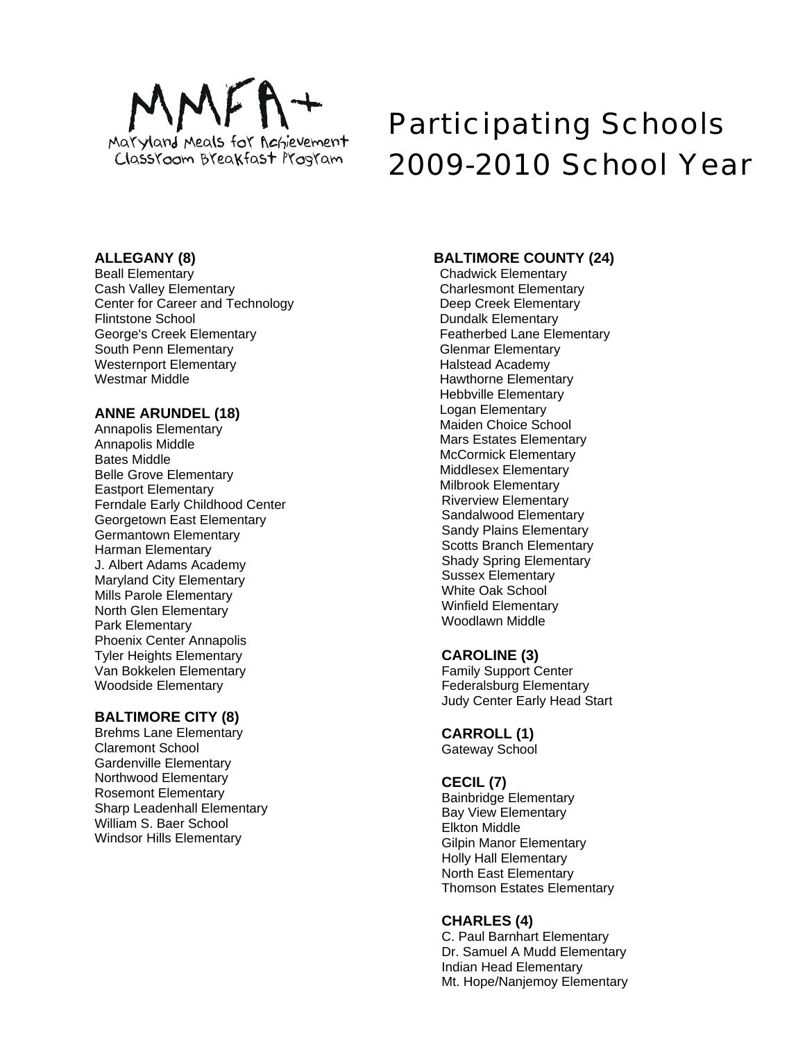MMFA+
Maryland Meals for Achievement
Classroom Breakfast Program

# Participating Schools 2009-2010 School Year

**ALLEGANY (8)**
Beall Elementary
Cash Valley Elementary
Center for Career and Technology
Flintstone School
George's Creek Elementary
South Penn Elementary
Westernport Elementary
Westmar Middle

**ANNE ARUNDEL (18)**
Annapolis Elementary
Annapolis Middle
Bates Middle
Belle Grove Elementary
Eastport Elementary
Ferndale Early Childhood Center
Georgetown East Elementary
Germantown Elementary
Harman Elementary
J. Albert Adams Academy
Maryland City Elementary
Mills Parole Elementary
North Glen Elementary
Park Elementary
Phoenix Center Annapolis
Tyler Heights Elementary
Van Bokkelen Elementary
Woodside Elementary

**BALTIMORE CITY (8)**
Brehms Lane Elementary
Claremont School
Gardenville Elementary
Northwood Elementary
Rosemont Elementary
Sharp Leadenhall Elementary
William S. Baer School
Windsor Hills Elementary

**BALTIMORE COUNTY (24)**
Chadwick Elementary
Charlesmont Elementary
Deep Creek Elementary
Dundalk Elementary
Featherbed Lane Elementary
Glenmar Elementary
Halstead Academy
Hawthorne Elementary
Hebbville Elementary
Logan Elementary
Maiden Choice School
Mars Estates Elementary
McCormick Elementary
Middlesex Elementary
Milbrook Elementary
Riverview Elementary
Sandalwood Elementary
Sandy Plains Elementary
Scotts Branch Elementary
Shady Spring Elementary
Sussex Elementary
White Oak School
Winfield Elementary
Woodlawn Middle

**CAROLINE (3)**
Family Support Center
Federalsburg Elementary
Judy Center Early Head Start

**CARROLL (1)**
Gateway School

**CECIL (7)**
Bainbridge Elementary
Bay View Elementary
Elkton Middle
Gilpin Manor Elementary
Holly Hall Elementary
North East Elementary
Thomson Estates Elementary

**CHARLES (4)**
C. Paul Barnhart Elementary
Dr. Samuel A Mudd Elementary
Indian Head Elementary
Mt. Hope/Nanjemoy Elementary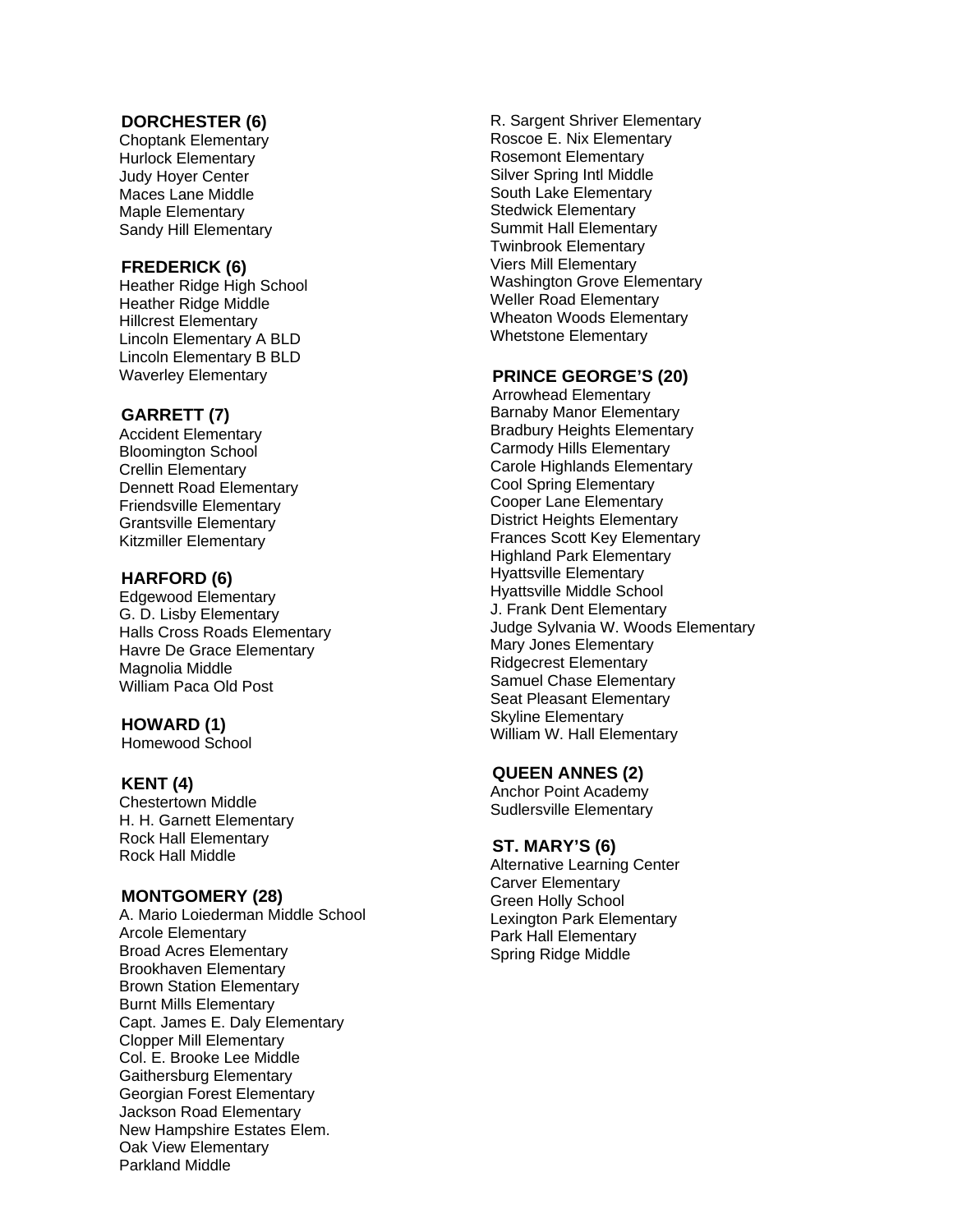**DORCHESTER (6)**
Choptank Elementary
Hurlock Elementary
Judy Hoyer Center
Maces Lane Middle
Maple Elementary
Sandy Hill Elementary

**FREDERICK (6)**
Heather Ridge High School
Heather Ridge Middle
Hillcrest Elementary
Lincoln Elementary A BLD
Lincoln Elementary B BLD
Waverley Elementary

**GARRETT (7)**
Accident Elementary
Bloomington School
Crellin Elementary
Dennett Road Elementary
Friendsville Elementary
Grantsville Elementary
Kitzmiller Elementary

**HARFORD (6)**
Edgewood Elementary
G. D. Lisby Elementary
Halls Cross Roads Elementary
Havre De Grace Elementary
Magnolia Middle
William Paca Old Post

**HOWARD (1)**
Homewood School

**KENT (4)**
Chestertown Middle
H. H. Garnett Elementary
Rock Hall Elementary
Rock Hall Middle

**MONTGOMERY (28)**
A. Mario Loiederman Middle School
Arcole Elementary
Broad Acres Elementary
Brookhaven Elementary
Brown Station Elementary
Burnt Mills Elementary
Capt. James E. Daly Elementary
Clopper Mill Elementary
Col. E. Brooke Lee Middle
Gaithersburg Elementary
Georgian Forest Elementary
Jackson Road Elementary
New Hampshire Estates Elem.
Oak View Elementary
Parkland Middle
R. Sargent Shriver Elementary
Roscoe E. Nix Elementary
Rosemont Elementary
Silver Spring Intl Middle
South Lake Elementary
Stedwick Elementary
Summit Hall Elementary
Twinbrook Elementary
Viers Mill Elementary
Washington Grove Elementary
Weller Road Elementary
Wheaton Woods Elementary
Whetstone Elementary

**PRINCE GEORGE'S (20)**
Arrowhead Elementary
Barnaby Manor Elementary
Bradbury Heights Elementary
Carmody Hills Elementary
Carole Highlands Elementary
Cool Spring Elementary
Cooper Lane Elementary
District Heights Elementary
Frances Scott Key Elementary
Highland Park Elementary
Hyattsville Elementary
Hyattsville Middle School
J. Frank Dent Elementary
Judge Sylvania W. Woods Elementary
Mary Jones Elementary
Ridgecrest Elementary
Samuel Chase Elementary
Seat Pleasant Elementary
Skyline Elementary
William W. Hall Elementary

**QUEEN ANNES (2)**
Anchor Point Academy
Sudlersville Elementary

**ST. MARY'S (6)**
Alternative Learning Center
Carver Elementary
Green Holly School
Lexington Park Elementary
Park Hall Elementary
Spring Ridge Middle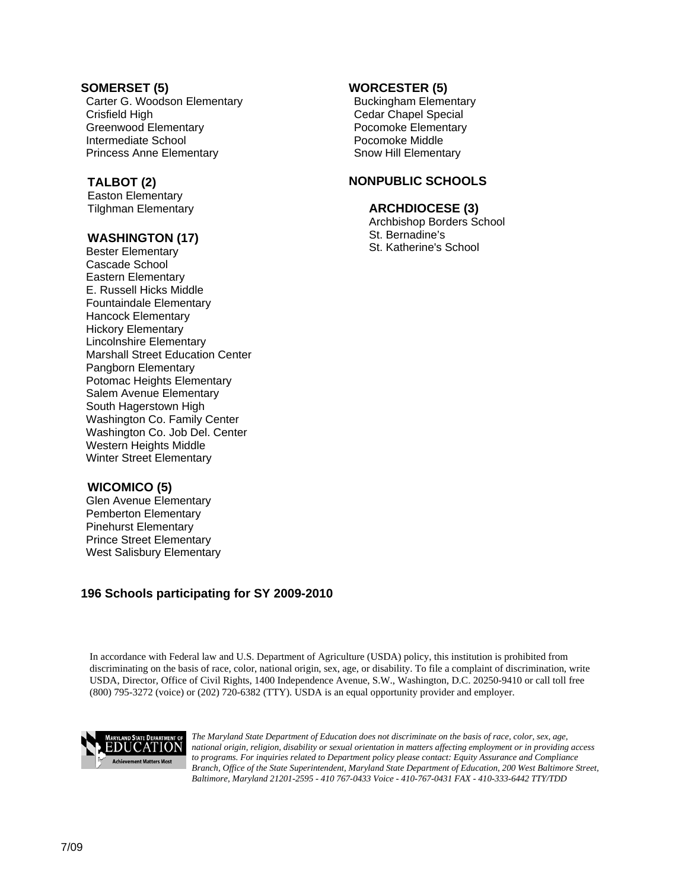**SOMERSET (5)**

Carter G. Woodson Elementary
Crisfield High
Greenwood Elementary
Intermediate School
Princess Anne Elementary

**TALBOT (2)**

Easton Elementary
Tilghman Elementary

**WASHINGTON (17)**

Bester Elementary
Cascade School
Eastern Elementary
E. Russell Hicks Middle
Fountaindale Elementary
Hancock Elementary
Hickory Elementary
Lincolnshire Elementary
Marshall Street Education Center
Pangborn Elementary
Potomac Heights Elementary
Salem Avenue Elementary
South Hagerstown High
Washington Co. Family Center
Washington Co. Job Del. Center
Western Heights Middle
Winter Street Elementary

**WICOMICO (5)**

Glen Avenue Elementary
Pemberton Elementary
Pinehurst Elementary
Prince Street Elementary
West Salisbury Elementary

**WORCESTER (5)**

Buckingham Elementary
Cedar Chapel Special
Pocomoke Elementary
Pocomoke Middle
Snow Hill Elementary

**NONPUBLIC SCHOOLS**

**ARCHDIOCESE (3)**

Archbishop Borders School
St. Bernadine's
St. Katherine's School

**196 Schools participating for SY 2009-2010**

In accordance with Federal law and U.S. Department of Agriculture (USDA) policy, this institution is prohibited from discriminating on the basis of race, color, national origin, sex, age, or disability. To file a complaint of discrimination, write USDA, Director, Office of Civil Rights, 1400 Independence Avenue, S.W., Washington, D.C. 20250-9410 or call toll free (800) 795-3272 (voice) or (202) 720-6382 (TTY). USDA is an equal opportunity provider and employer.

Maryland State Department of Education — Achievement Matters Most

*The Maryland State Department of Education does not discriminate on the basis of race, color, sex, age, national origin, religion, disability or sexual orientation in matters affecting employment or in providing access to programs. For inquiries related to Department policy please contact: Equity Assurance and Compliance Branch, Office of the State Superintendent, Maryland State Department of Education, 200 West Baltimore Street, Baltimore, Maryland 21201-2595 - 410 767-0433 Voice - 410-767-0431 FAX - 410-333-6442 TTY/TDD*

7/09